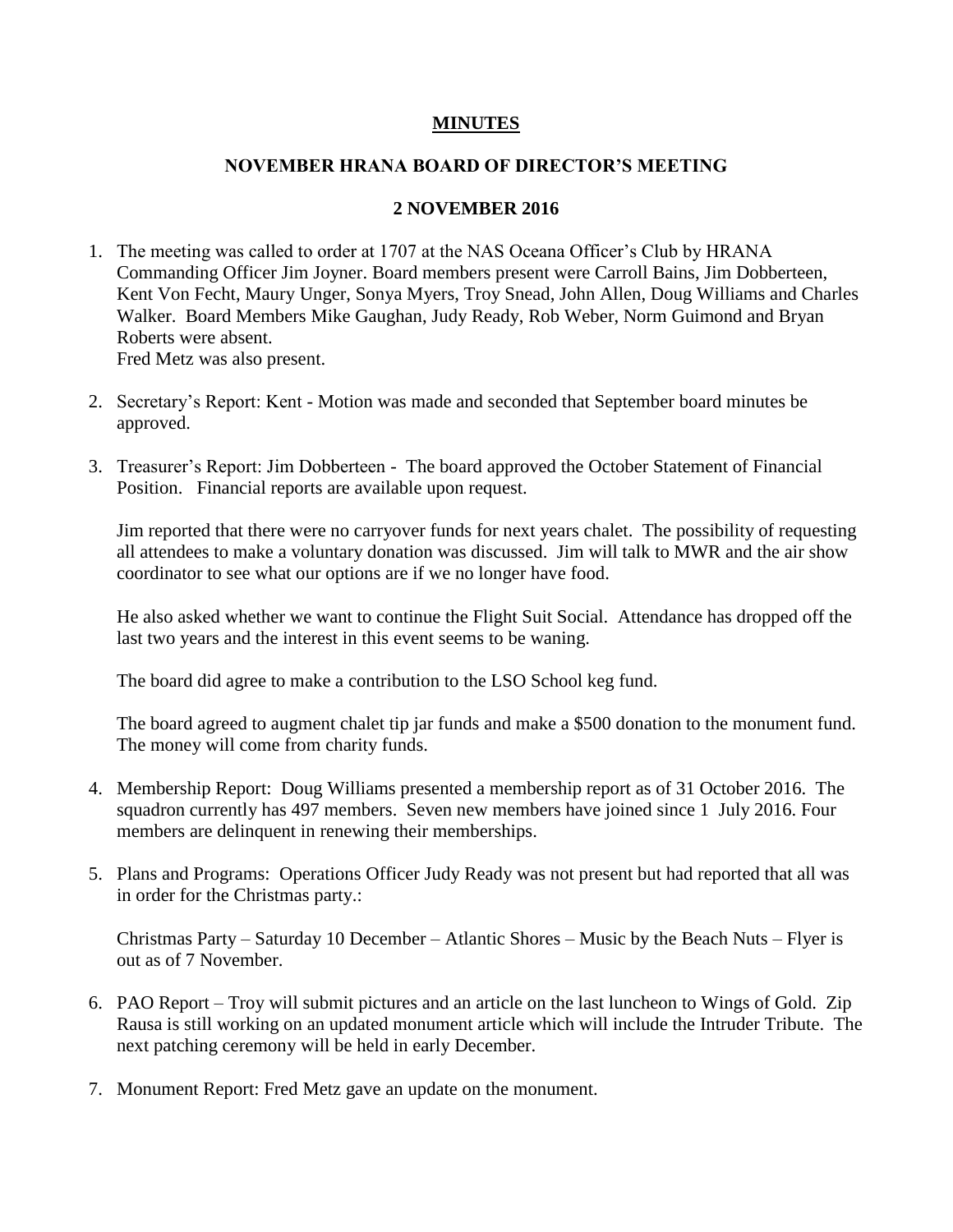# **MINUTES**

## NOVEMBER HRANA BOARD OF DIRECTOR'S MEETING

## 2 NOVEMBER 2016

1. The meeting was called to order at 1707 at the NAS Oceana Officer's Club by HRANA Commanding Officer Jim Joyner. Board members present were Carroll Bains, Jim Dobberteen, Kent Von Fecht, Maury Unger, Sonya Myers, Troy Snead, John Allen, Doug Williams and Charles Walker. Board Members Mike Gaughan, Judy Ready, Rob Weber, Norm Guimond and Bryan Roberts were absent.
   Fred Metz was also present.

2. Secretary's Report: Kent - Motion was made and seconded that September board minutes be approved.

3. Treasurer's Report: Jim Dobberteen - The board approved the October Statement of Financial Position. Financial reports are available upon request.

   Jim reported that there were no carryover funds for next years chalet. The possibility of requesting all attendees to make a voluntary donation was discussed. Jim will talk to MWR and the air show coordinator to see what our options are if we no longer have food.

   He also asked whether we want to continue the Flight Suit Social. Attendance has dropped off the last two years and the interest in this event seems to be waning.

   The board did agree to make a contribution to the LSO School keg fund.

   The board agreed to augment chalet tip jar funds and make a $500 donation to the monument fund. The money will come from charity funds.

4. Membership Report: Doug Williams presented a membership report as of 31 October 2016. The squadron currently has 497 members. Seven new members have joined since 1 July 2016. Four members are delinquent in renewing their memberships.

5. Plans and Programs: Operations Officer Judy Ready was not present but had reported that all was in order for the Christmas party.:

   Christmas Party – Saturday 10 December – Atlantic Shores – Music by the Beach Nuts – Flyer is out as of 7 November.

6. PAO Report – Troy will submit pictures and an article on the last luncheon to Wings of Gold. Zip Rausa is still working on an updated monument article which will include the Intruder Tribute. The next patching ceremony will be held in early December.

7. Monument Report: Fred Metz gave an update on the monument.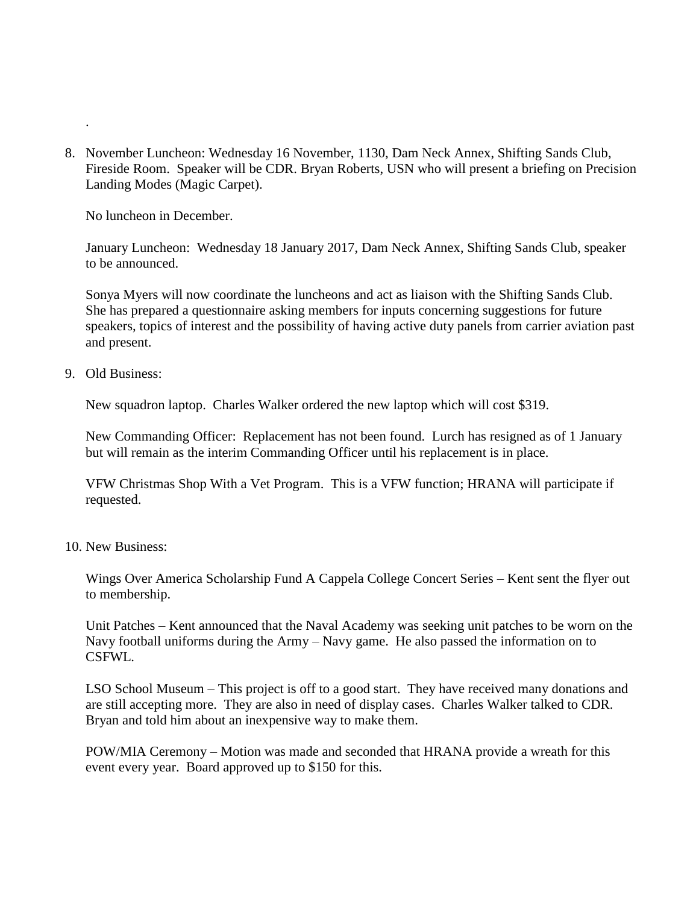.

8. November Luncheon: Wednesday 16 November, 1130, Dam Neck Annex, Shifting Sands Club, Fireside Room. Speaker will be CDR. Bryan Roberts, USN who will present a briefing on Precision Landing Modes (Magic Carpet).

   No luncheon in December.

   January Luncheon: Wednesday 18 January 2017, Dam Neck Annex, Shifting Sands Club, speaker to be announced.

   Sonya Myers will now coordinate the luncheons and act as liaison with the Shifting Sands Club. She has prepared a questionnaire asking members for inputs concerning suggestions for future speakers, topics of interest and the possibility of having active duty panels from carrier aviation past and present.

9. Old Business:

   New squadron laptop. Charles Walker ordered the new laptop which will cost $319.

   New Commanding Officer: Replacement has not been found. Lurch has resigned as of 1 January but will remain as the interim Commanding Officer until his replacement is in place.

   VFW Christmas Shop With a Vet Program. This is a VFW function; HRANA will participate if requested.

10. New Business:

    Wings Over America Scholarship Fund A Cappela College Concert Series – Kent sent the flyer out to membership.

    Unit Patches – Kent announced that the Naval Academy was seeking unit patches to be worn on the Navy football uniforms during the Army – Navy game. He also passed the information on to CSFWL.

    LSO School Museum – This project is off to a good start. They have received many donations and are still accepting more. They are also in need of display cases. Charles Walker talked to CDR. Bryan and told him about an inexpensive way to make them.

    POW/MIA Ceremony – Motion was made and seconded that HRANA provide a wreath for this event every year. Board approved up to $150 for this.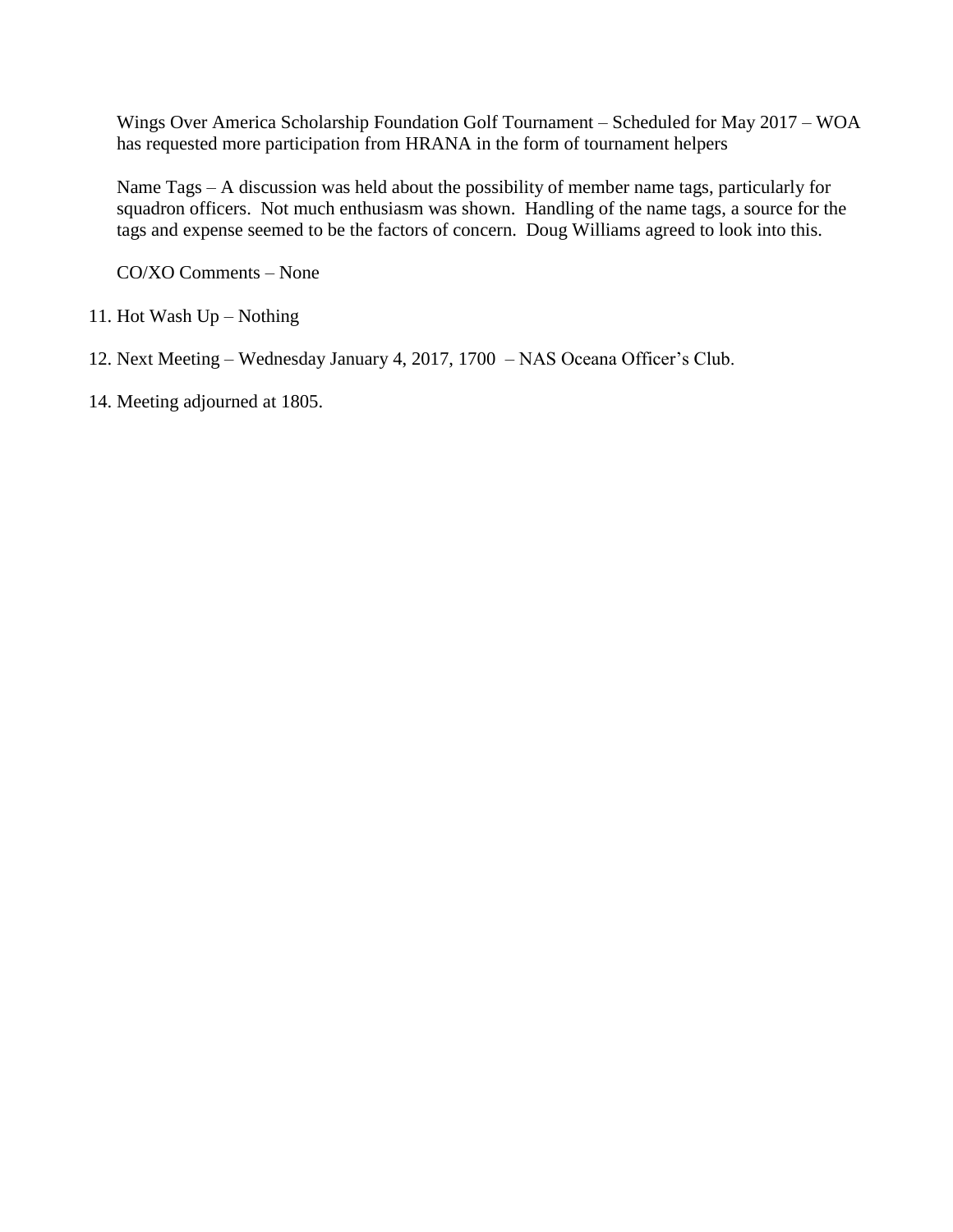Wings Over America Scholarship Foundation Golf Tournament – Scheduled for May 2017 – WOA has requested more participation from HRANA in the form of tournament helpers

Name Tags – A discussion was held about the possibility of member name tags, particularly for squadron officers. Not much enthusiasm was shown. Handling of the name tags, a source for the tags and expense seemed to be the factors of concern. Doug Williams agreed to look into this.

CO/XO Comments – None

11. Hot Wash Up – Nothing

12. Next Meeting – Wednesday January 4, 2017, 1700 – NAS Oceana Officer's Club.

14. Meeting adjourned at 1805.